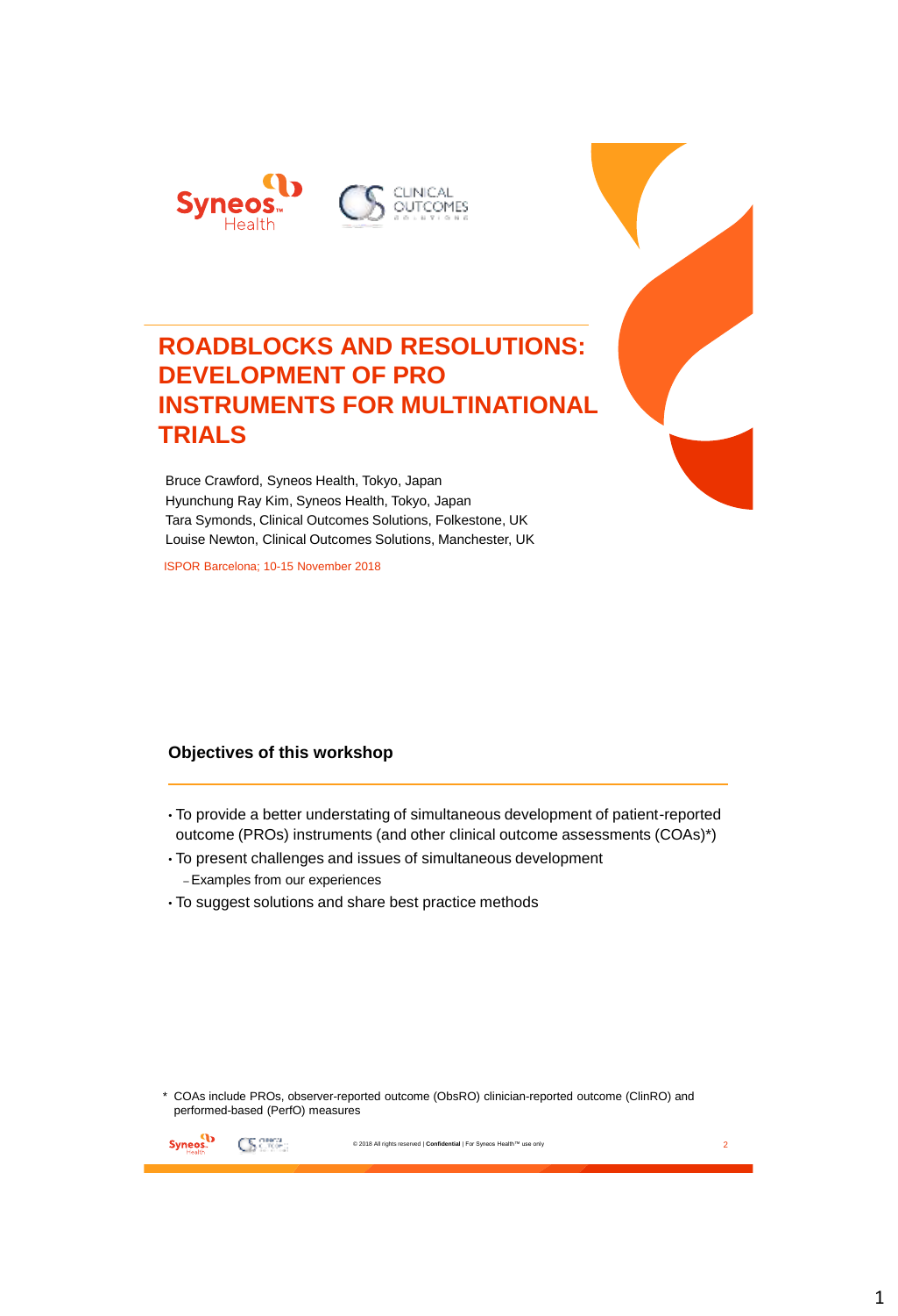# ROADBLOCKS AND RESOLUTIONS: DEVELOPMENT OF PRO INSTRUMENTS FOR MULTINATIONAL TRIALS

Bruce Crawford, Syneos Health, Tokyo, Japan
Hyunchung Ray Kim, Syneos Health, Tokyo, Japan
Tara Symonds, Clinical Outcomes Solutions, Folkestone, UK
Louise Newton, Clinical Outcomes Solutions, Manchester, UK

ISPOR Barcelona; 10-15 November 2018

## Objectives of this workshop

- To provide a better understating of simultaneous development of patient-reported outcome (PROs) instruments (and other clinical outcome assessments (COAs)*)
- To present challenges and issues of simultaneous development
  - Examples from our experiences
- To suggest solutions and share best practice methods

\* COAs include PROs, observer-reported outcome (ObsRO) clinician-reported outcome (ClinRO) and performed-based (PerfO) measures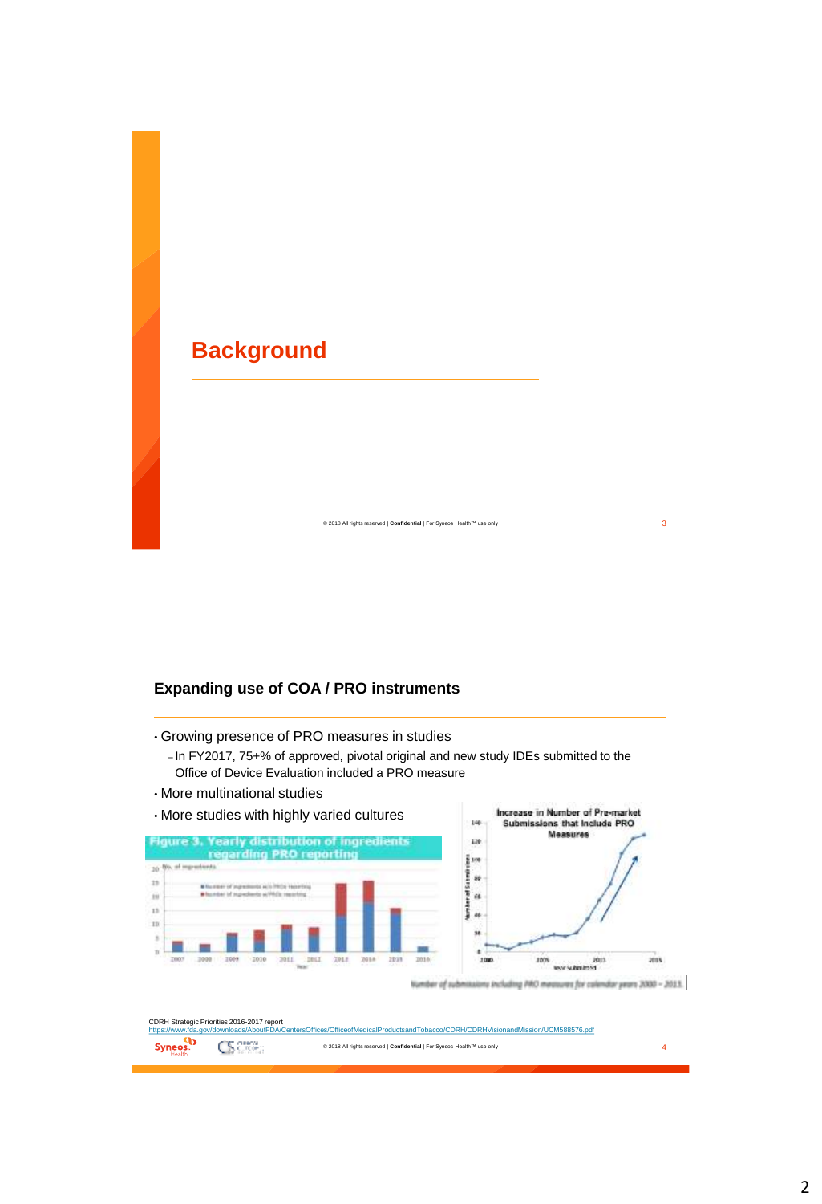# Background

## Expanding use of COA / PRO instruments

- Growing presence of PRO measures in studies
  - In FY2017, 75+% of approved, pivotal original and new study IDEs submitted to the Office of Device Evaluation included a PRO measure
- More multinational studies
- More studies with highly varied cultures

Figure 3. Yearly distribution of ingredients regarding PRO reporting

Increase in Number of Pre-market Submissions that Include PRO Measures

Number of submissions including PRO measures for calendar years 2000 – 2015

CDRH Strategic Priorities 2016-2017 report
https://www.fda.gov/downloads/AboutFDA/CentersOffices/OfficeofMedicalProductsandTobacco/CDRH/CDRHVisionandMission/UCM588576.pdf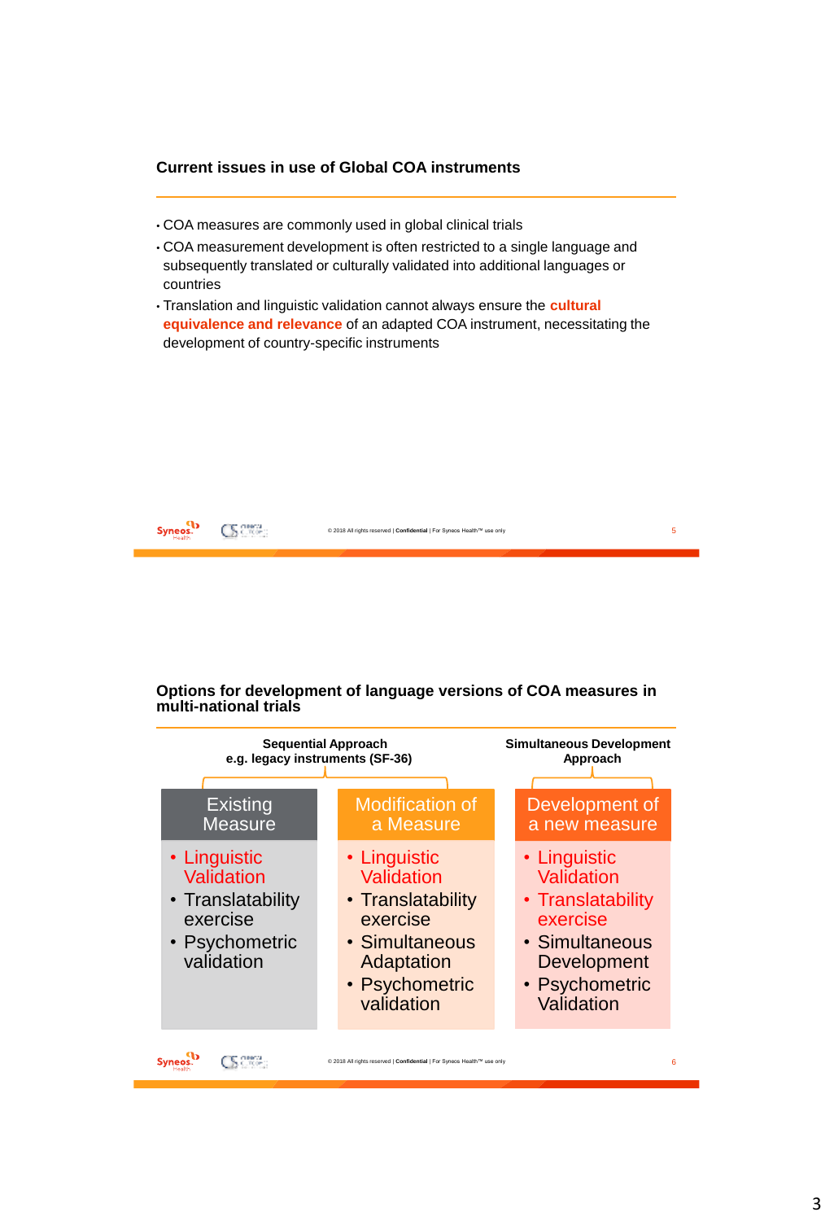## Current issues in use of Global COA instruments

- COA measures are commonly used in global clinical trials
- COA measurement development is often restricted to a single language and subsequently translated or culturally validated into additional languages or countries
- Translation and linguistic validation cannot always ensure the **cultural equivalence and relevance** of an adapted COA instrument, necessitating the development of country-specific instruments

## Options for development of language versions of COA measures in multi-national trials

| Sequential Approach e.g. legacy instruments (SF-36) | | Simultaneous Development Approach |
|---|---|---|
| **Existing Measure** | **Modification of a Measure** | **Development of a new measure** |
| • Linguistic Validation<br>• Translatability exercise<br>• Psychometric validation | • Linguistic Validation<br>• Translatability exercise<br>• Simultaneous Adaptation<br>• Psychometric validation | • Linguistic Validation<br>• Translatability exercise<br>• Simultaneous Development<br>• Psychometric Validation |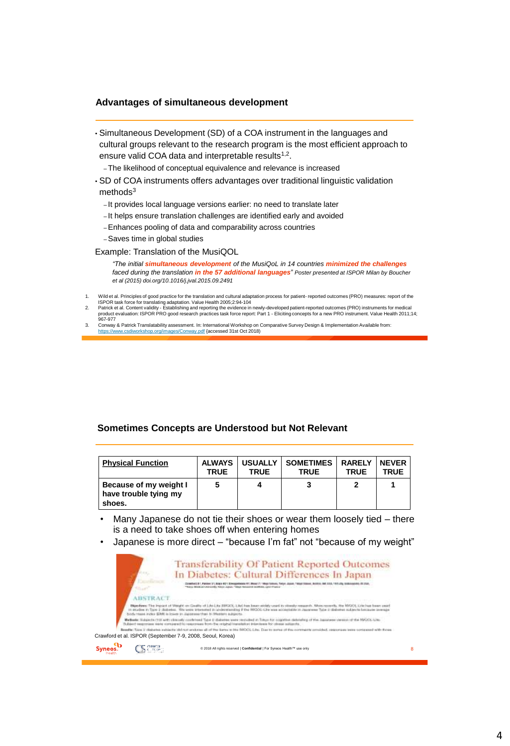## Advantages of simultaneous development

- Simultaneous Development (SD) of a COA instrument in the languages and cultural groups relevant to the research program is the most efficient approach to ensure valid COA data and interpretable results[1,2].
  - The likelihood of conceptual equivalence and relevance is increased
- SD of COA instruments offers advantages over traditional linguistic validation methods[3]
  - It provides local language versions earlier: no need to translate later
  - It helps ensure translation challenges are identified early and avoided
  - Enhances pooling of data and comparability across countries
  - Saves time in global studies

Example: Translation of the MusiQOL

*"The initial **simultaneous development** of the MusiQoL in 14 countries **minimized the challenges** faced during the translation **in the 57 additional languages**" Poster presented at ISPOR Milan by Boucher et al (2015) doi.org/10.1016/j.jval.2015.09.2491*

1. Wild et al. Principles of good practice for the translation and cultural adaptation process for patient- reported outcomes (PRO) measures: report of the ISPOR task force for translating adaptation. Value Health 2005;2:94-104
2. Patrick et al. Content validity - Establishing and reporting the evidence in newly-developed patient-reported outcomes (PRO) instruments for medical product evaluation: ISPOR PRO good research practices task force report: Part 1 - Eliciting concepts for a new PRO instrument. Value Health 2011;14; 967-977
3. Conway & Patrick Translatability assessment. In: International Workshop on Comparative Survey Design & Implementation Available from: https://www.csdiworkshop.org/images/Conway.pdf (accessed 31st Oct 2018)

## Sometimes Concepts are Understood but Not Relevant

| Physical Function | ALWAYS TRUE | USUALLY TRUE | SOMETIMES TRUE | RARELY TRUE | NEVER TRUE |
|---|---|---|---|---|---|
| **Because of my weight I have trouble tying my shoes.** | 5 | 4 | 3 | 2 | 1 |

- Many Japanese do not tie their shoes or wear them loosely tied – there is a need to take shoes off when entering homes
- Japanese is more direct – "because I'm fat" not "because of my weight"

Transferability Of Patient Reported Outcomes In Diabetes: Cultural Differences In Japan

Crawford et al. ISPOR (September 7-9, 2008, Seoul, Korea)

© 2018 All rights reserved | **Confidential** | For Syneos Health™ use only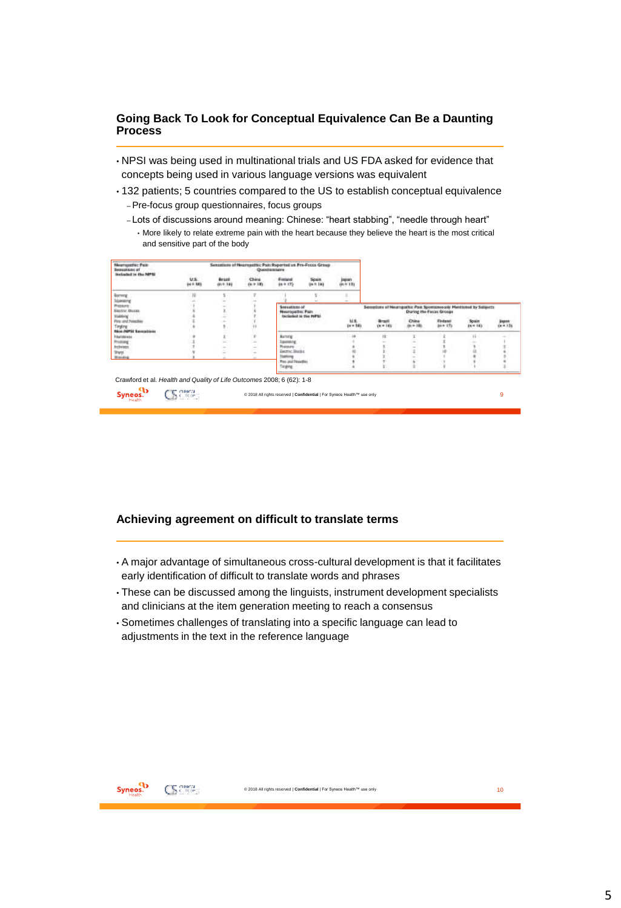## Going Back To Look for Conceptual Equivalence Can Be a Daunting Process

- NPSI was being used in multinational trials and US FDA asked for evidence that concepts being used in various language versions was equivalent
- 132 patients; 5 countries compared to the US to establish conceptual equivalence
  - Pre-focus group questionnaires, focus groups
  - Lots of discussions around meaning: Chinese: “heart stabbing”, “needle through heart”
    - More likely to relate extreme pain with the heart because they believe the heart is the most critical and sensitive part of the body

Crawford et al. *Health and Quality of Life Outcomes* 2008; 6 (62): 1-8

## Achieving agreement on difficult to translate terms

- A major advantage of simultaneous cross-cultural development is that it facilitates early identification of difficult to translate words and phrases
- These can be discussed among the linguists, instrument development specialists and clinicians at the item generation meeting to reach a consensus
- Sometimes challenges of translating into a specific language can lead to adjustments in the text in the reference language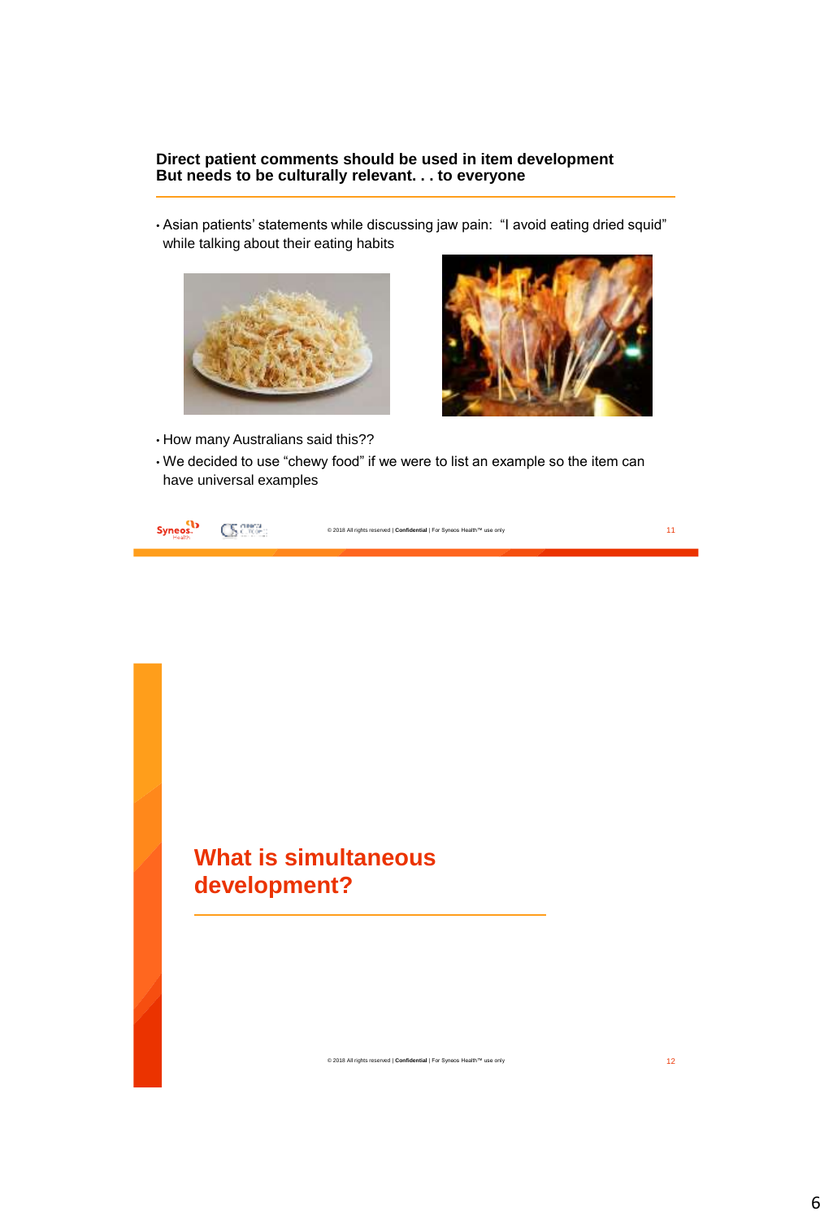## Direct patient comments should be used in item development But needs to be culturally relevant. . . to everyone

- Asian patients' statements while discussing jaw pain: "I avoid eating dried squid" while talking about their eating habits

- How many Australians said this??
- We decided to use "chewy food" if we were to list an example so the item can have universal examples

## What is simultaneous development?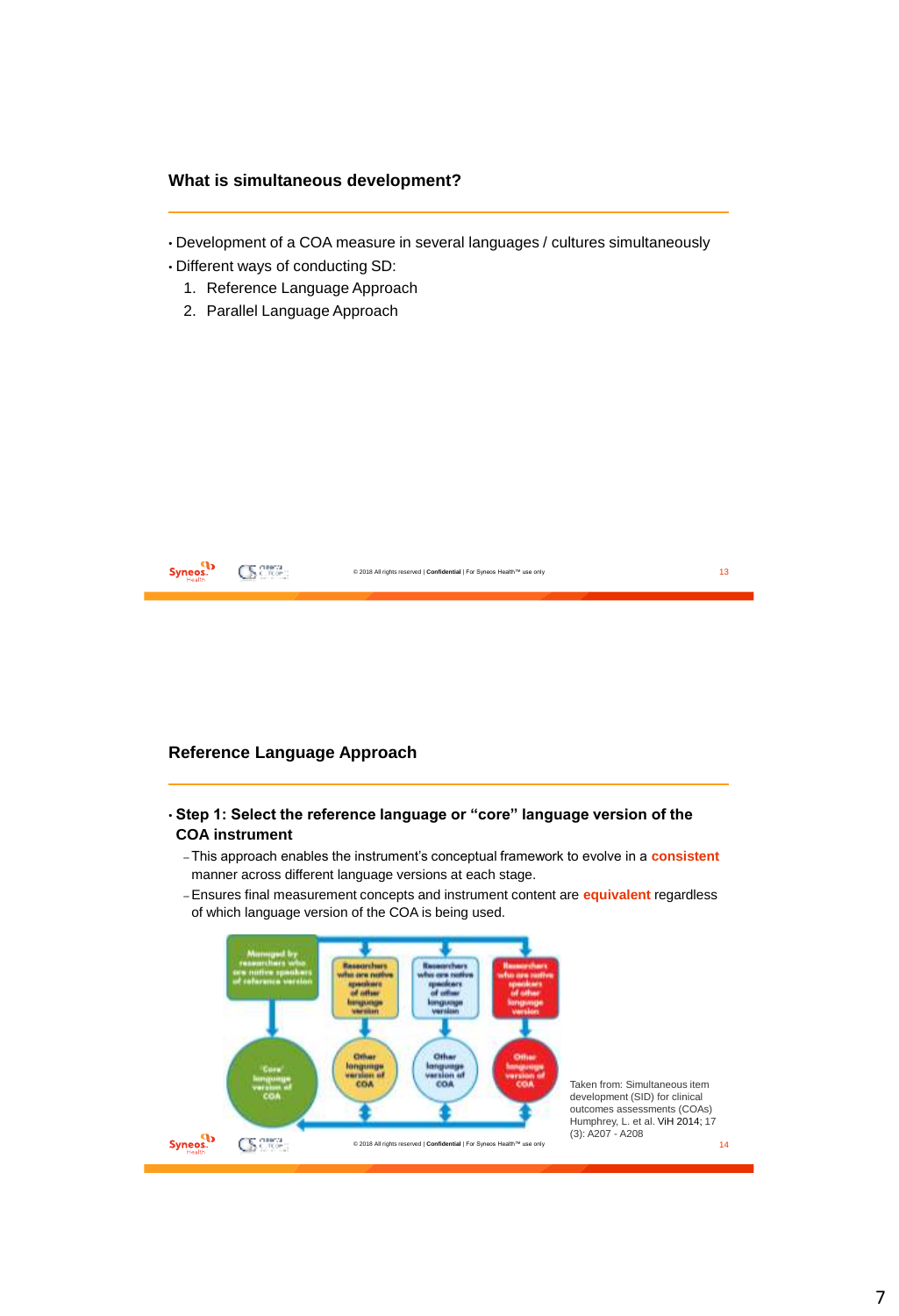## What is simultaneous development?

- Development of a COA measure in several languages / cultures simultaneously
- Different ways of conducting SD:
  1. Reference Language Approach
  2. Parallel Language Approach

## Reference Language Approach

- **Step 1: Select the reference language or "core" language version of the COA instrument**
  - This approach enables the instrument's conceptual framework to evolve in a **consistent** manner across different language versions at each stage.
  - Ensures final measurement concepts and instrument content are **equivalent** regardless of which language version of the COA is being used.

Managed by researchers who are native speakers of reference version

Researchers who are native speakers of other language version

Researchers who are native speakers of other language version

Researchers who are native speakers of other language version

'Core' language version of COA

Other language version of COA

Other language version of COA

Other language version of COA

Taken from: Simultaneous item development (SID) for clinical outcomes assessments (COAs) Humphrey, L. et al. ViH 2014; 17 (3): A207 - A208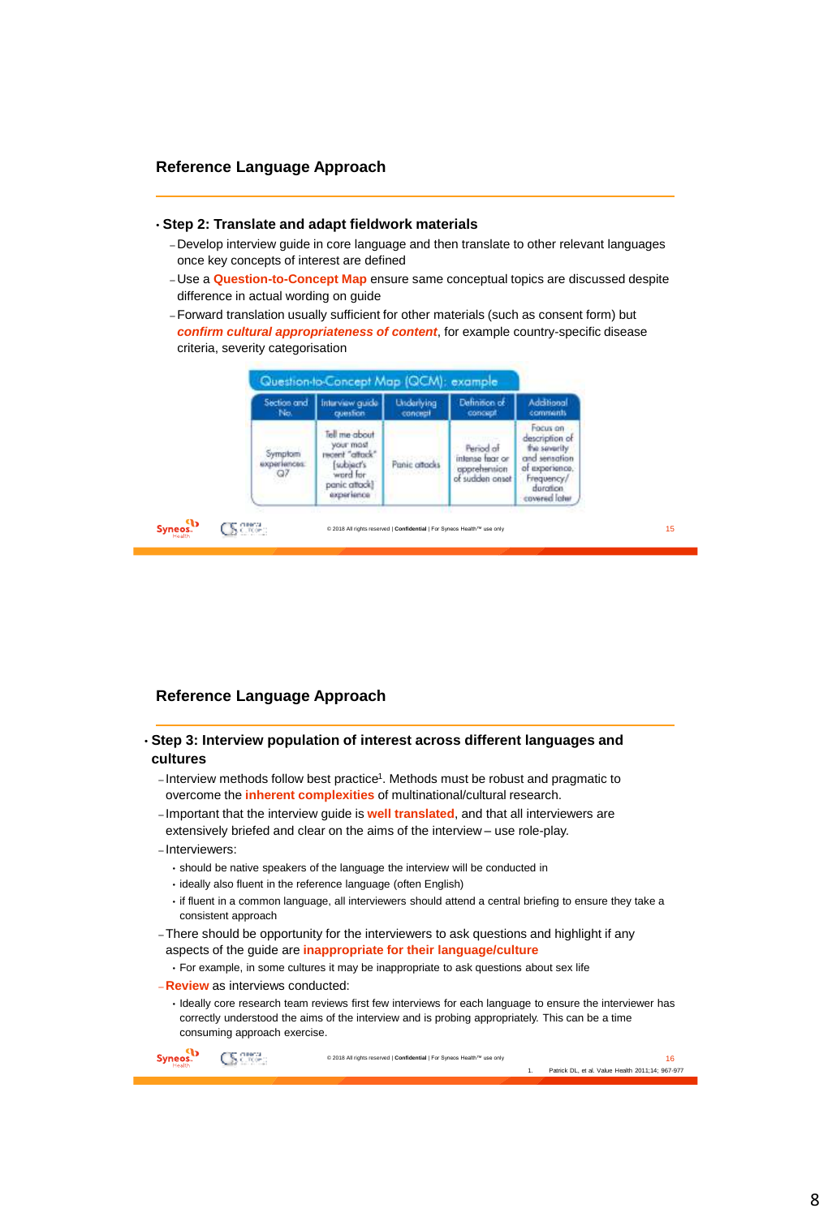## Reference Language Approach

- **Step 2: Translate and adapt fieldwork materials**
  - Develop interview guide in core language and then translate to other relevant languages once key concepts of interest are defined
  - Use a **Question-to-Concept Map** ensure same conceptual topics are discussed despite difference in actual wording on guide
  - Forward translation usually sufficient for other materials (such as consent form) but ***confirm cultural appropriateness of content***, for example country-specific disease criteria, severity categorisation

**Question-to-Concept Map (QCM): example**

| Section and No. | Interview guide question | Underlying concept | Definition of concept | Additional comments |
|---|---|---|---|---|
| Symptom experiences: Q7 | Tell me about your most recent "attack" [subject's word for panic attack] experience | Panic attacks | Period of intense fear or apprehension of sudden onset | Focus on description of the severity and sensation of experience. Frequency/ duration covered later |

© 2018 All rights reserved | **Confidential** | For Syneos Health™ use only

## Reference Language Approach

- **Step 3: Interview population of interest across different languages and cultures**
  - Interview methods follow best practice[1]. Methods must be robust and pragmatic to overcome the **inherent complexities** of multinational/cultural research.
  - Important that the interview guide is **well translated**, and that all interviewers are extensively briefed and clear on the aims of the interview – use role-play.
  - Interviewers:
    - should be native speakers of the language the interview will be conducted in
    - ideally also fluent in the reference language (often English)
    - if fluent in a common language, all interviewers should attend a central briefing to ensure they take a consistent approach
  - There should be opportunity for the interviewers to ask questions and highlight if any aspects of the guide are **inappropriate for their language/culture**
    - For example, in some cultures it may be inappropriate to ask questions about sex life
  - **Review** as interviews conducted:
    - Ideally core research team reviews first few interviews for each language to ensure the interviewer has correctly understood the aims of the interview and is probing appropriately. This can be a time consuming approach exercise.

© 2018 All rights reserved | **Confidential** | For Syneos Health™ use only

1. Patrick DL, et al. Value Health 2011;14; 967-977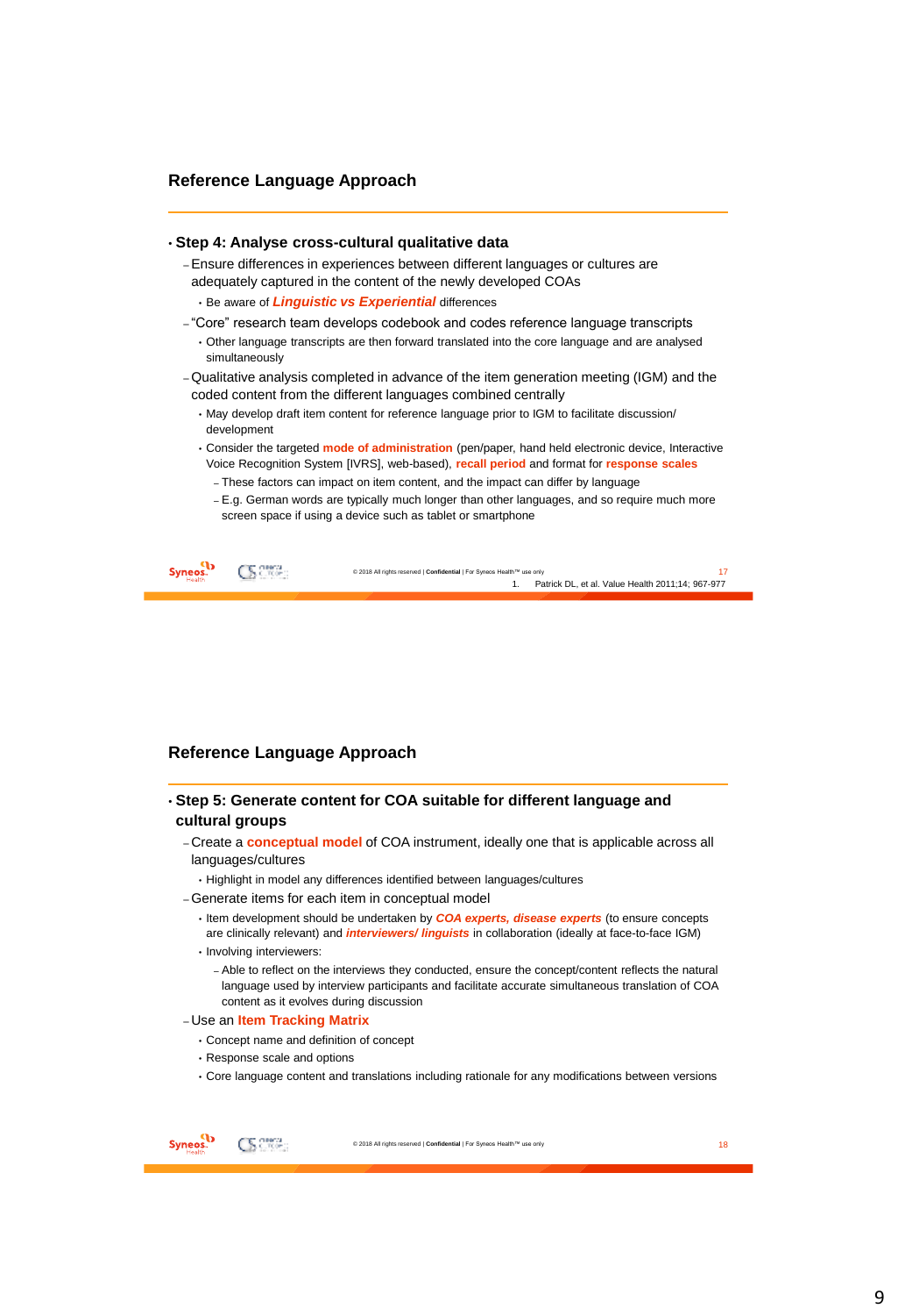## Reference Language Approach

- **Step 4: Analyse cross-cultural qualitative data**
  - Ensure differences in experiences between different languages or cultures are adequately captured in the content of the newly developed COAs
    - Be aware of ***Linguistic vs Experiential*** differences
  - "Core" research team develops codebook and codes reference language transcripts
    - Other language transcripts are then forward translated into the core language and are analysed simultaneously
  - Qualitative analysis completed in advance of the item generation meeting (IGM) and the coded content from the different languages combined centrally
    - May develop draft item content for reference language prior to IGM to facilitate discussion/ development
    - Consider the targeted **mode of administration** (pen/paper, hand held electronic device, Interactive Voice Recognition System [IVRS], web-based), **recall period** and format for **response scales**
      - These factors can impact on item content, and the impact can differ by language
      - E.g. German words are typically much longer than other languages, and so require much more screen space if using a device such as tablet or smartphone

1. Patrick DL, et al. Value Health 2011;14; 967-977

## Reference Language Approach

- **Step 5: Generate content for COA suitable for different language and cultural groups**
  - Create a **conceptual model** of COA instrument, ideally one that is applicable across all languages/cultures
    - Highlight in model any differences identified between languages/cultures
  - Generate items for each item in conceptual model
    - Item development should be undertaken by ***COA experts, disease experts*** (to ensure concepts are clinically relevant) and ***interviewers/ linguists*** in collaboration (ideally at face-to-face IGM)
    - Involving interviewers:
      - Able to reflect on the interviews they conducted, ensure the concept/content reflects the natural language used by interview participants and facilitate accurate simultaneous translation of COA content as it evolves during discussion
  - Use an **Item Tracking Matrix**
    - Concept name and definition of concept
    - Response scale and options
    - Core language content and translations including rationale for any modifications between versions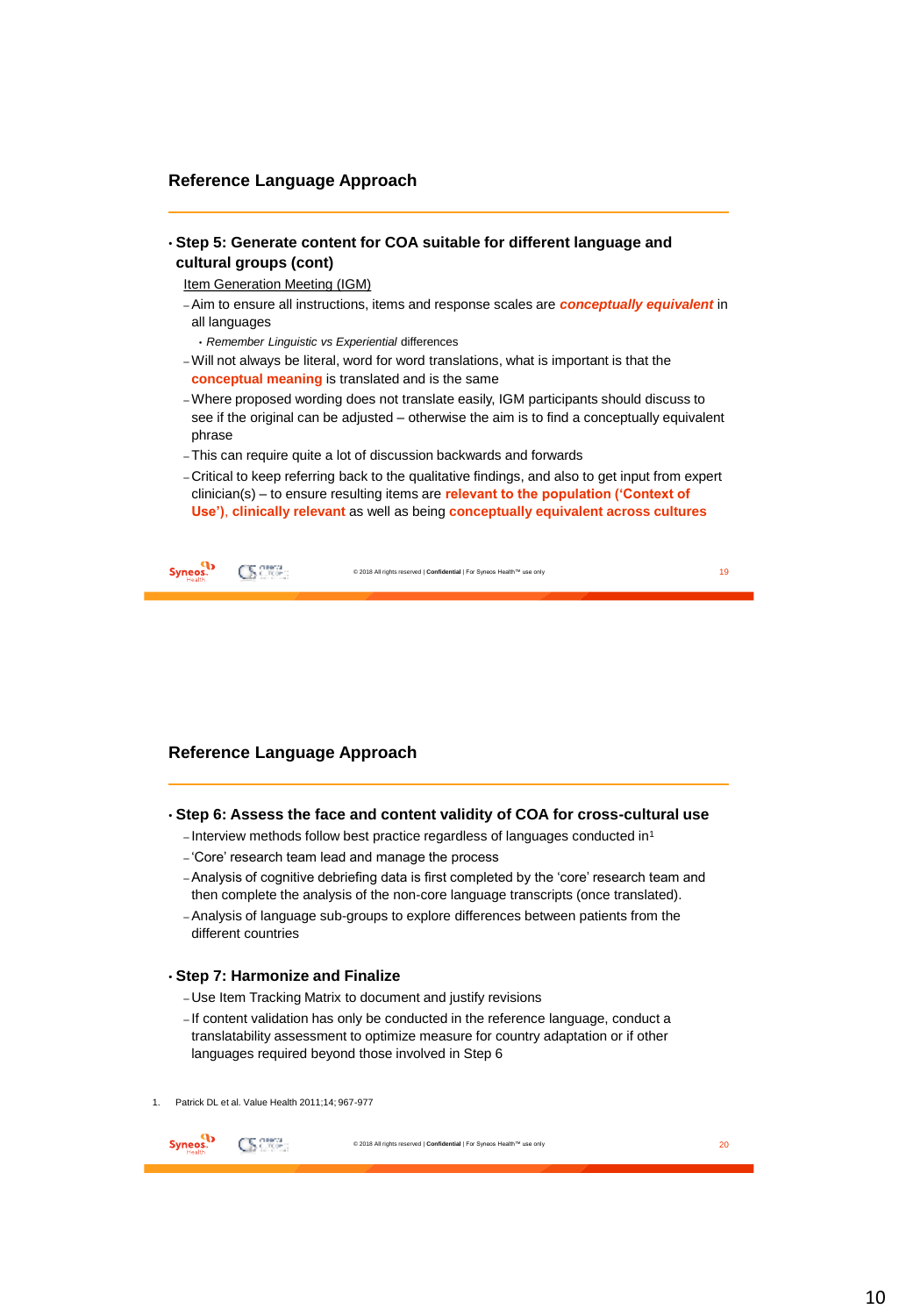## Reference Language Approach

- **Step 5: Generate content for COA suitable for different language and cultural groups (cont)**

  Item Generation Meeting (IGM)

  - Aim to ensure all instructions, items and response scales are ***conceptually equivalent*** in all languages
    - *Remember Linguistic vs Experiential* differences
  - Will not always be literal, word for word translations, what is important is that the **conceptual meaning** is translated and is the same
  - Where proposed wording does not translate easily, IGM participants should discuss to see if the original can be adjusted – otherwise the aim is to find a conceptually equivalent phrase
  - This can require quite a lot of discussion backwards and forwards
  - Critical to keep referring back to the qualitative findings, and also to get input from expert clinician(s) – to ensure resulting items are **relevant to the population ('Context of Use')**, **clinically relevant** as well as being **conceptually equivalent across cultures**

## Reference Language Approach

- **Step 6: Assess the face and content validity of COA for cross-cultural use**
  - Interview methods follow best practice regardless of languages conducted in[1]
  - 'Core' research team lead and manage the process
  - Analysis of cognitive debriefing data is first completed by the 'core' research team and then complete the analysis of the non-core language transcripts (once translated).
  - Analysis of language sub-groups to explore differences between patients from the different countries

- **Step 7: Harmonize and Finalize**
  - Use Item Tracking Matrix to document and justify revisions
  - If content validation has only be conducted in the reference language, conduct a translatability assessment to optimize measure for country adaptation or if other languages required beyond those involved in Step 6

1. Patrick DL et al. Value Health 2011;14; 967-977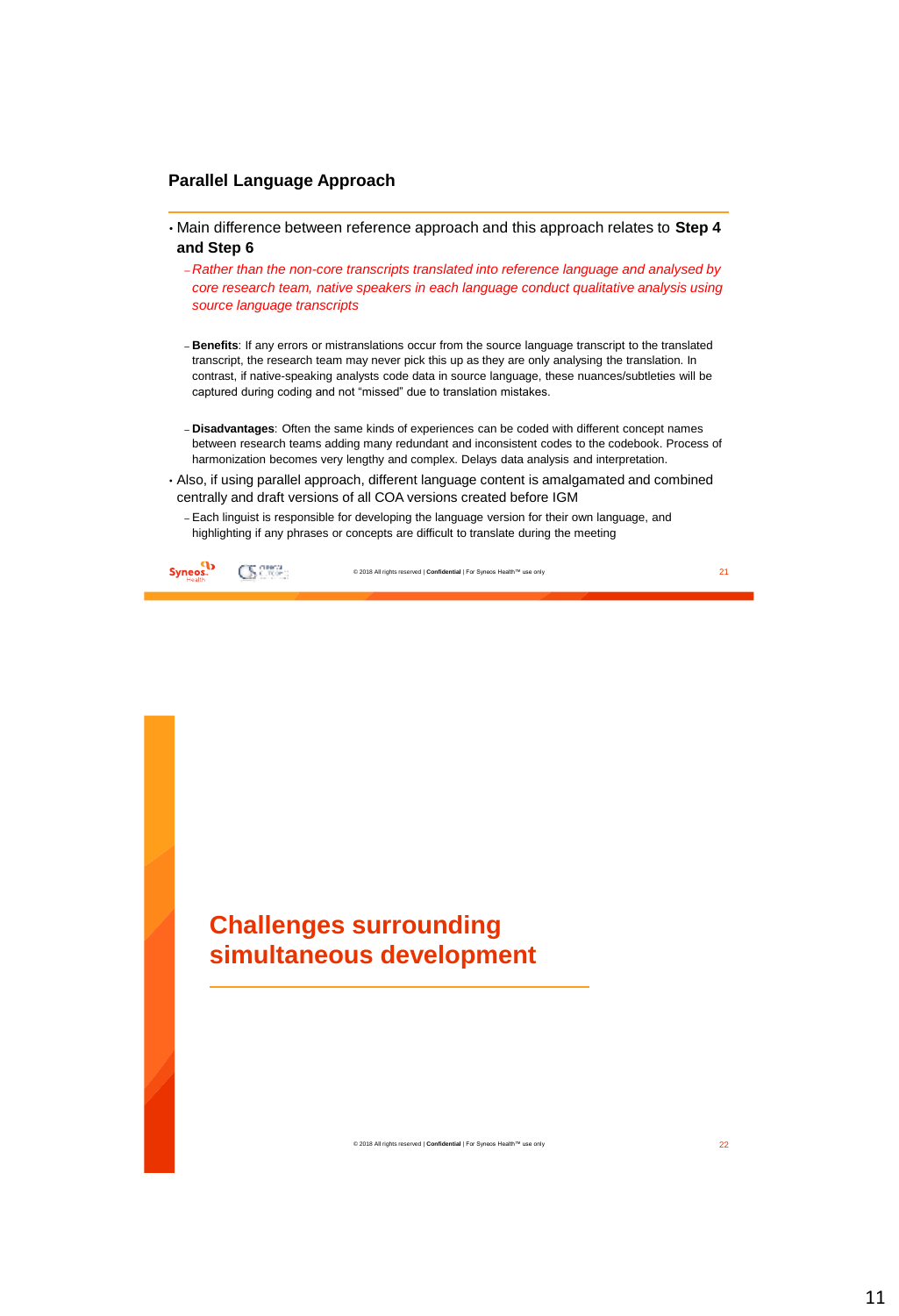## Parallel Language Approach

- Main difference between reference approach and this approach relates to **Step 4 and Step 6**
  - *Rather than the non-core transcripts translated into reference language and analysed by core research team, native speakers in each language conduct qualitative analysis using source language transcripts*

  - **Benefits**: If any errors or mistranslations occur from the source language transcript to the translated transcript, the research team may never pick this up as they are only analysing the translation. In contrast, if native-speaking analysts code data in source language, these nuances/subtleties will be captured during coding and not "missed" due to translation mistakes.

  - **Disadvantages**: Often the same kinds of experiences can be coded with different concept names between research teams adding many redundant and inconsistent codes to the codebook. Process of harmonization becomes very lengthy and complex. Delays data analysis and interpretation.
- Also, if using parallel approach, different language content is amalgamated and combined centrally and draft versions of all COA versions created before IGM
  - Each linguist is responsible for developing the language version for their own language, and highlighting if any phrases or concepts are difficult to translate during the meeting

## Challenges surrounding simultaneous development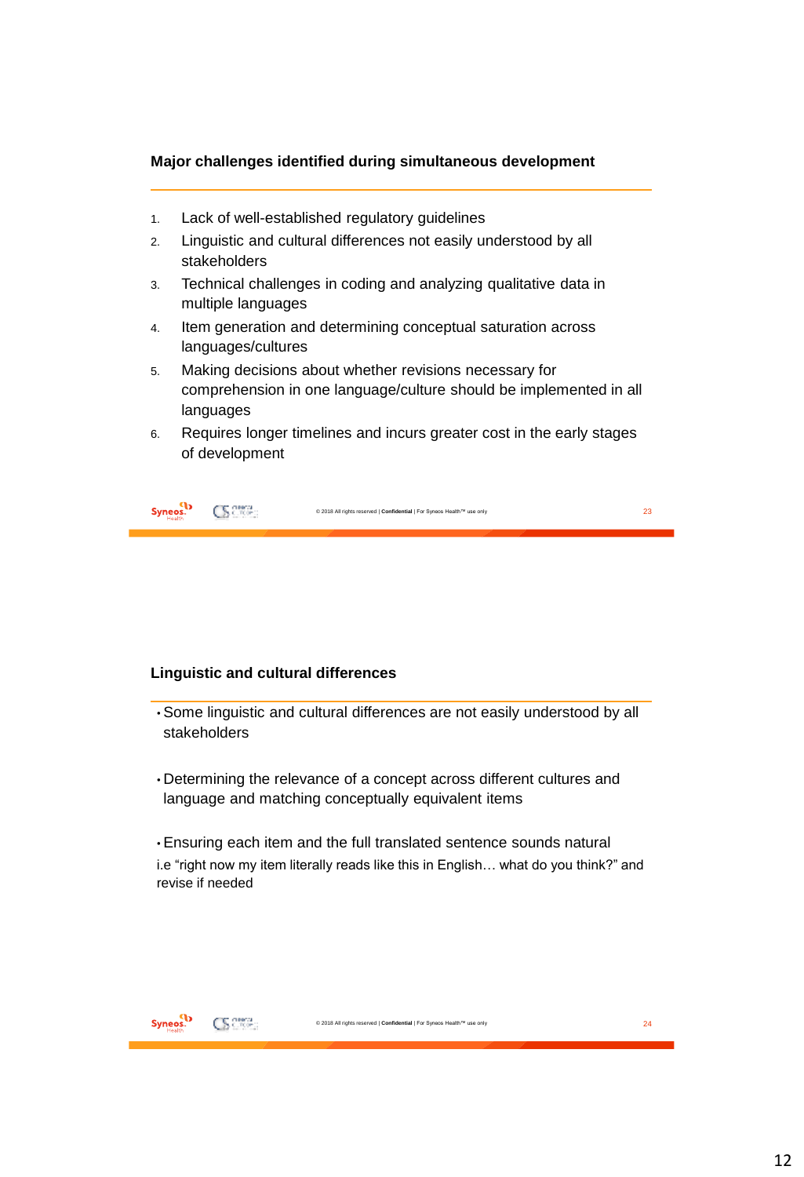## Major challenges identified during simultaneous development

1. Lack of well-established regulatory guidelines
2. Linguistic and cultural differences not easily understood by all stakeholders
3. Technical challenges in coding and analyzing qualitative data in multiple languages
4. Item generation and determining conceptual saturation across languages/cultures
5. Making decisions about whether revisions necessary for comprehension in one language/culture should be implemented in all languages
6. Requires longer timelines and incurs greater cost in the early stages of development

## Linguistic and cultural differences

- Some linguistic and cultural differences are not easily understood by all stakeholders

- Determining the relevance of a concept across different cultures and language and matching conceptually equivalent items

- Ensuring each item and the full translated sentence sounds natural

i.e “right now my item literally reads like this in English… what do you think?” and revise if needed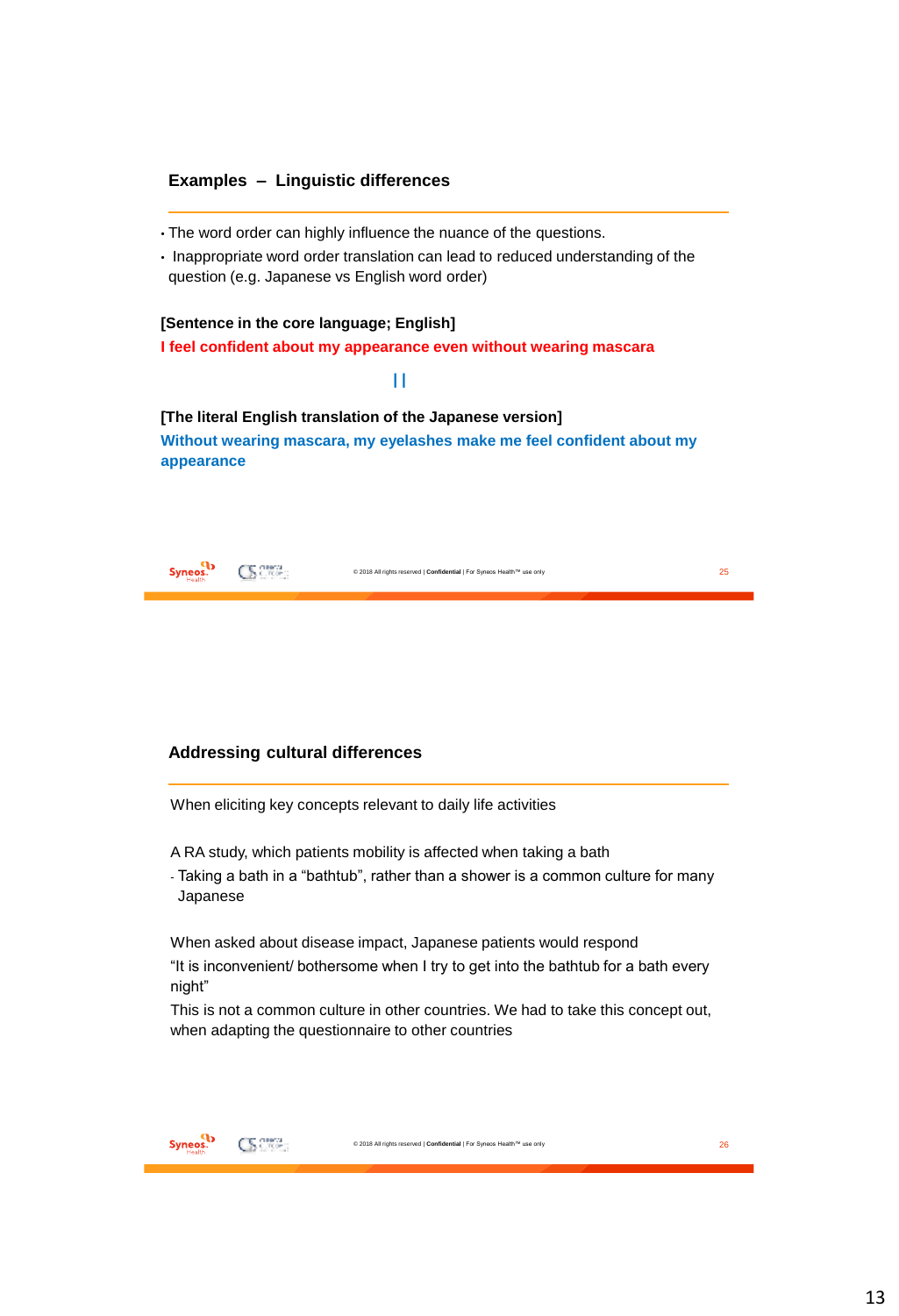## Examples – Linguistic differences

- The word order can highly influence the nuance of the questions.
- Inappropriate word order translation can lead to reduced understanding of the question (e.g. Japanese vs English word order)

**[Sentence in the core language; English]**

**I feel confident about my appearance even without wearing mascara**

||

**[The literal English translation of the Japanese version]**

**Without wearing mascara, my eyelashes make me feel confident about my appearance**

## Addressing cultural differences

When eliciting key concepts relevant to daily life activities

A RA study, which patients mobility is affected when taking a bath

- Taking a bath in a "bathtub", rather than a shower is a common culture for many Japanese

When asked about disease impact, Japanese patients would respond

"It is inconvenient/ bothersome when I try to get into the bathtub for a bath every night"

This is not a common culture in other countries. We had to take this concept out, when adapting the questionnaire to other countries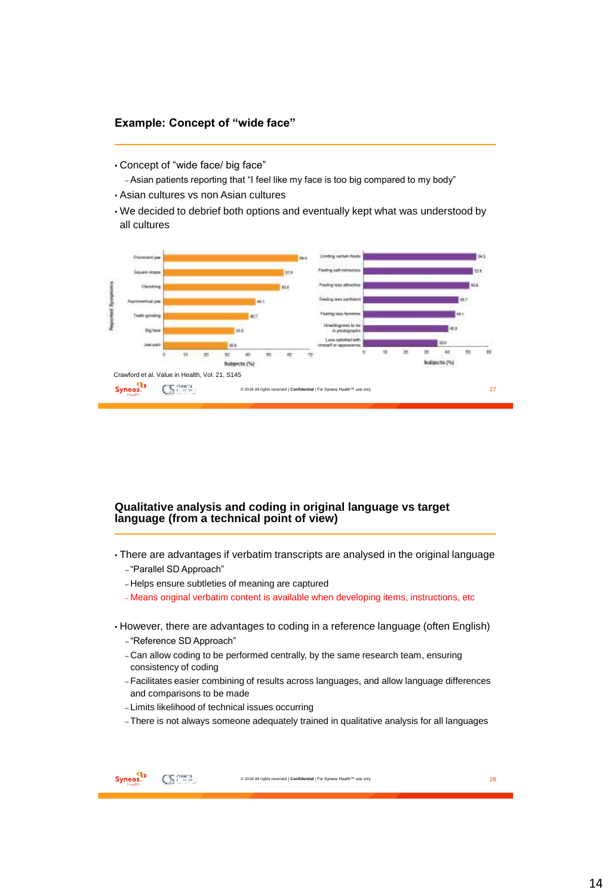## Example: Concept of "wide face"

- Concept of "wide face/ big face"
  - Asian patients reporting that "I feel like my face is too big compared to my body"
- Asian cultures vs non Asian cultures
- We decided to debrief both options and eventually kept what was understood by all cultures

Crawford et al. Value in Health, Vol. 21, S145

## Qualitative analysis and coding in original language vs target language (from a technical point of view)

- There are advantages if verbatim transcripts are analysed in the original language
  - "Parallel SD Approach"
  - Helps ensure subtleties of meaning are captured
  - Means original verbatim content is available when developing items, instructions, etc
- However, there are advantages to coding in a reference language (often English)
  - "Reference SD Approach"
  - Can allow coding to be performed centrally, by the same research team, ensuring consistency of coding
  - Facilitates easier combining of results across languages, and allow language differences and comparisons to be made
  - Limits likelihood of technical issues occurring
  - There is not always someone adequately trained in qualitative analysis for all languages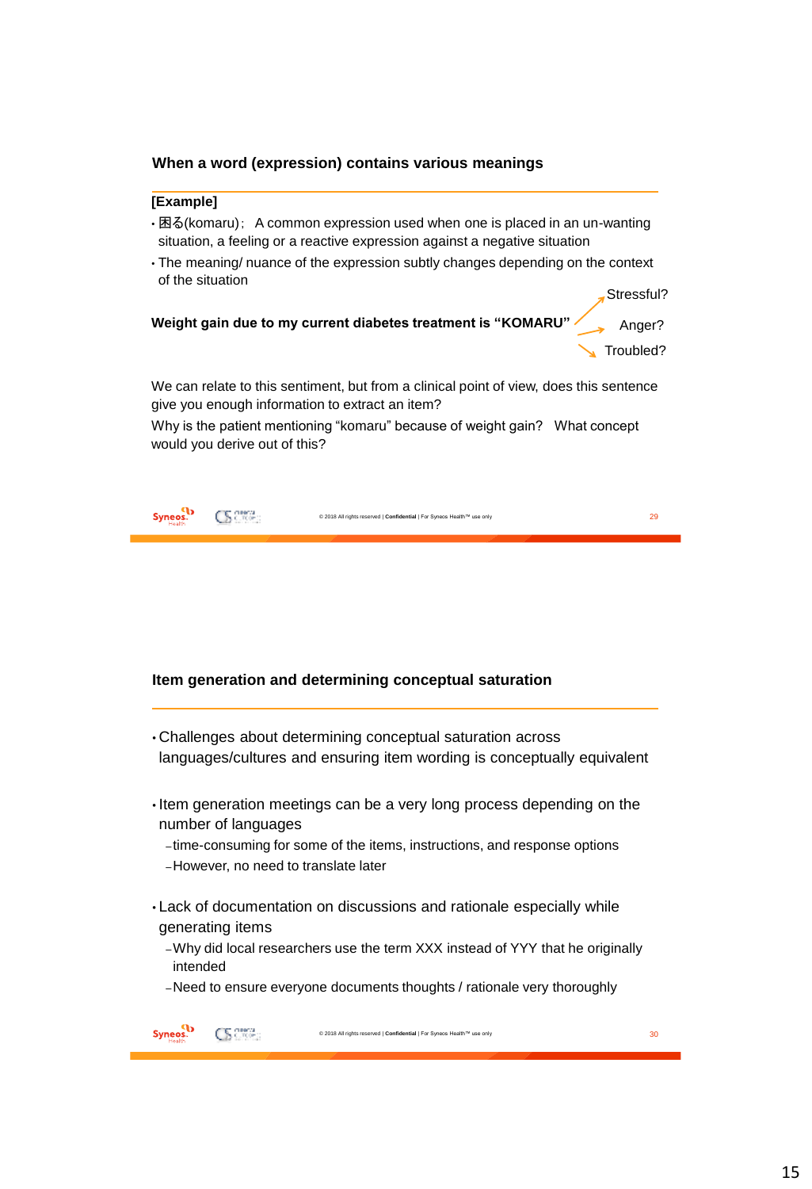## When a word (expression) contains various meanings

**[Example]**

- 困る(komaru)； A common expression used when one is placed in an un-wanting situation, a feeling or a reactive expression against a negative situation
- The meaning/ nuance of the expression subtly changes depending on the context of the situation

**Weight gain due to my current diabetes treatment is "KOMARU"**

- Stressful?
- Anger?
- Troubled?

We can relate to this sentiment, but from a clinical point of view, does this sentence give you enough information to extract an item?

Why is the patient mentioning "komaru" because of weight gain? What concept would you derive out of this?

## Item generation and determining conceptual saturation

- Challenges about determining conceptual saturation across languages/cultures and ensuring item wording is conceptually equivalent
- Item generation meetings can be a very long process depending on the number of languages
  - time-consuming for some of the items, instructions, and response options
  - However, no need to translate later
- Lack of documentation on discussions and rationale especially while generating items
  - Why did local researchers use the term XXX instead of YYY that he originally intended
  - Need to ensure everyone documents thoughts / rationale very thoroughly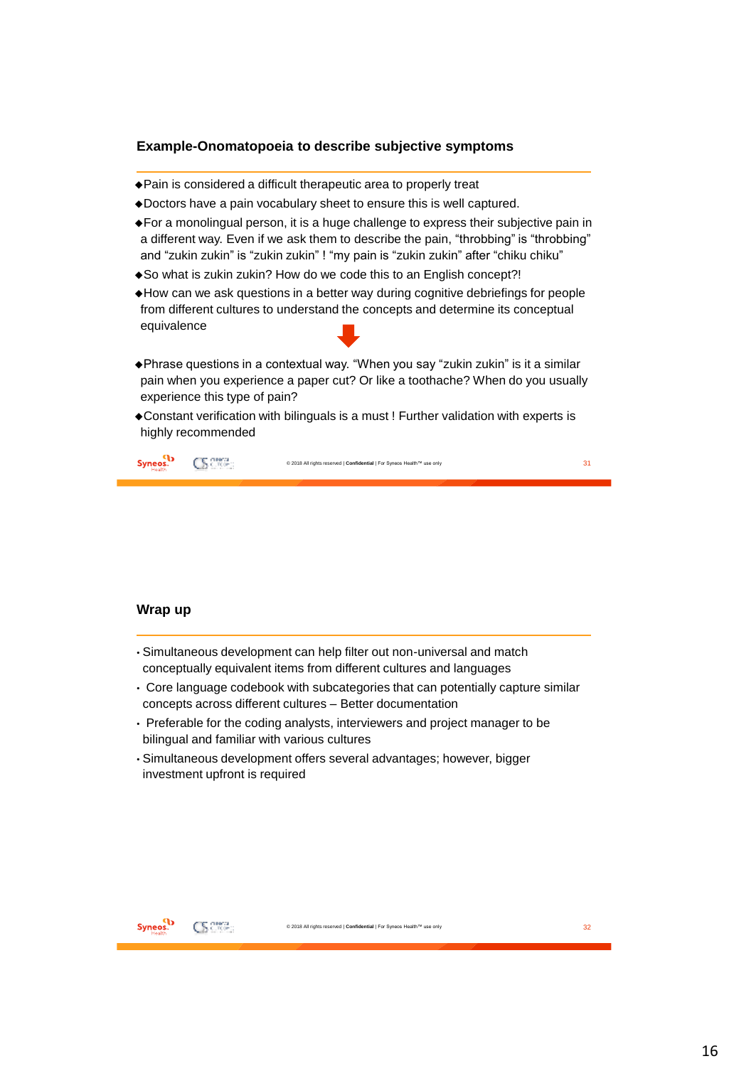## Example-Onomatopoeia to describe subjective symptoms

- Pain is considered a difficult therapeutic area to properly treat
- Doctors have a pain vocabulary sheet to ensure this is well captured.
- For a monolingual person, it is a huge challenge to express their subjective pain in a different way. Even if we ask them to describe the pain, "throbbing" is "throbbing" and "zukin zukin" is "zukin zukin" ! "my pain is "zukin zukin" after "chiku chiku"
- So what is zukin zukin? How do we code this to an English concept?!
- How can we ask questions in a better way during cognitive debriefings for people from different cultures to understand the concepts and determine its conceptual equivalence

↓

- Phrase questions in a contextual way. "When you say "zukin zukin" is it a similar pain when you experience a paper cut? Or like a toothache? When do you usually experience this type of pain?
- Constant verification with bilinguals is a must ! Further validation with experts is highly recommended

© 2018 All rights reserved | **Confidential** | For Syneos Health™ use only

## Wrap up

- Simultaneous development can help filter out non-universal and match conceptually equivalent items from different cultures and languages
- Core language codebook with subcategories that can potentially capture similar concepts across different cultures – Better documentation
- Preferable for the coding analysts, interviewers and project manager to be bilingual and familiar with various cultures
- Simultaneous development offers several advantages; however, bigger investment upfront is required

© 2018 All rights reserved | **Confidential** | For Syneos Health™ use only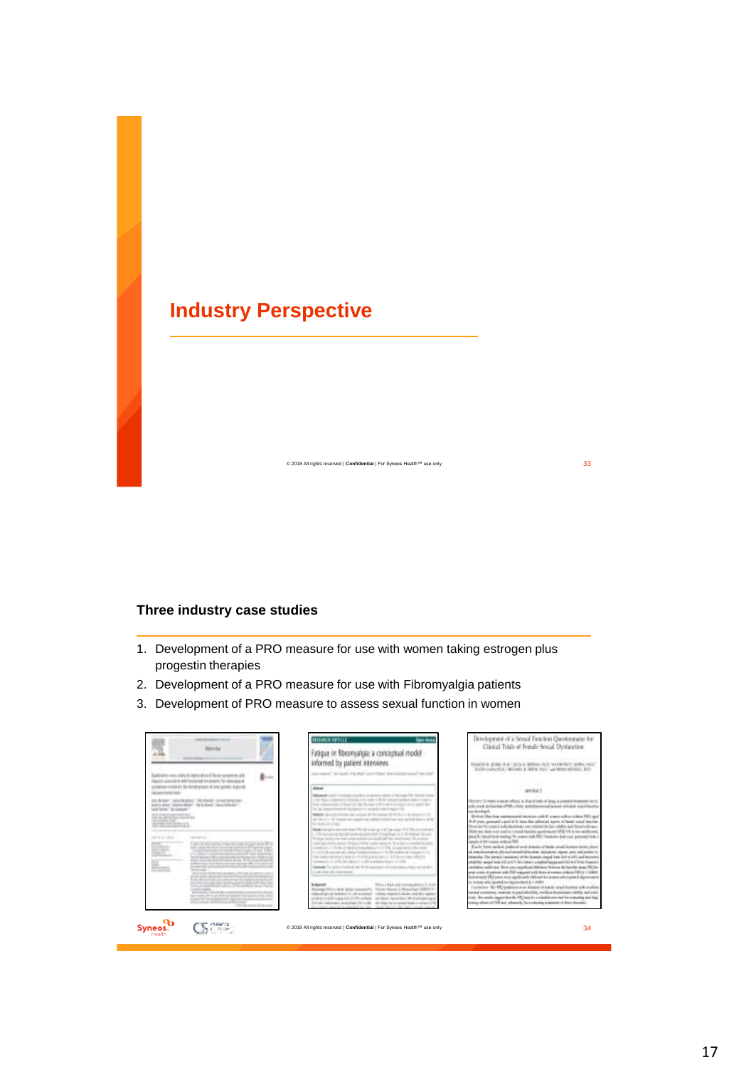## Industry Perspective

### Three industry case studies

1. Development of a PRO measure for use with women taking estrogen plus progestin therapies
2. Development of a PRO measure for use with Fibromyalgia patients
3. Development of PRO measure to assess sexual function in women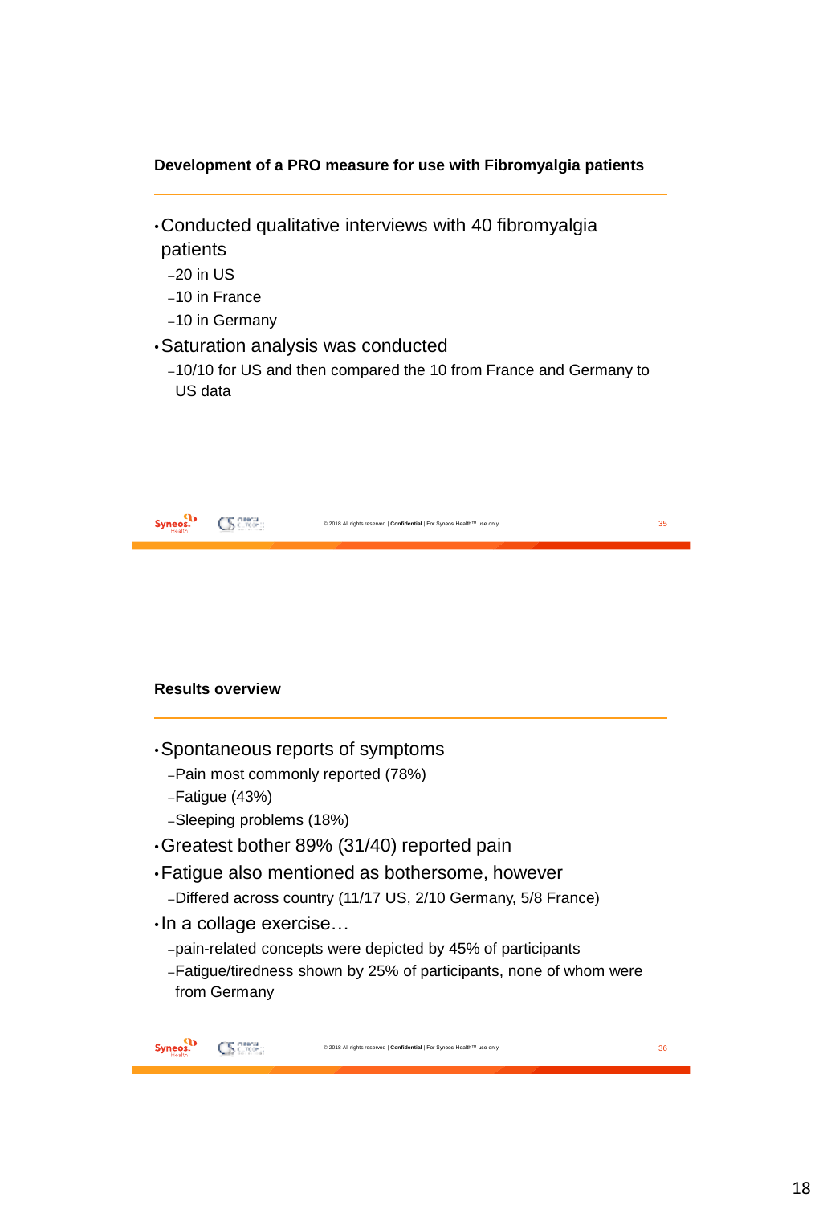## Development of a PRO measure for use with Fibromyalgia patients

- Conducted qualitative interviews with 40 fibromyalgia patients
  - 20 in US
  - 10 in France
  - 10 in Germany
- Saturation analysis was conducted
  - 10/10 for US and then compared the 10 from France and Germany to US data

## Results overview

- Spontaneous reports of symptoms
  - Pain most commonly reported (78%)
  - Fatigue (43%)
  - Sleeping problems (18%)
- Greatest bother 89% (31/40) reported pain
- Fatigue also mentioned as bothersome, however
  - Differed across country (11/17 US, 2/10 Germany, 5/8 France)
- In a collage exercise…
  - pain-related concepts were depicted by 45% of participants
  - Fatigue/tiredness shown by 25% of participants, none of whom were from Germany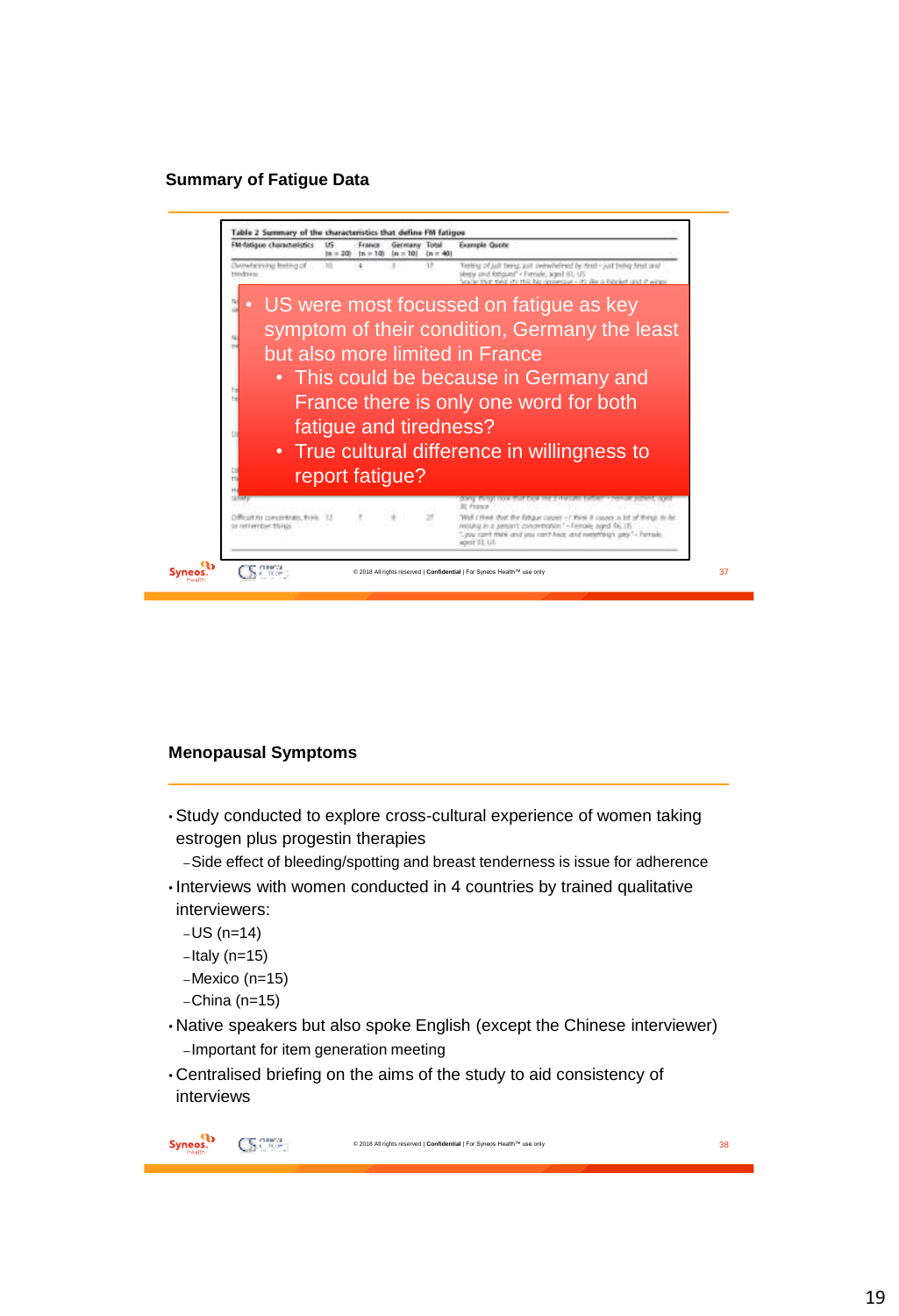## Summary of Fatigue Data

Table 2 Summary of the characteristics that define FM fatigue

- US were most focussed on fatigue as key symptom of their condition, Germany the least but also more limited in France
  - This could be because in Germany and France there is only one word for both fatigue and tiredness?
  - True cultural difference in willingness to report fatigue?

## Menopausal Symptoms

- Study conducted to explore cross-cultural experience of women taking estrogen plus progestin therapies
  - Side effect of bleeding/spotting and breast tenderness is issue for adherence
- Interviews with women conducted in 4 countries by trained qualitative interviewers:
  - US (n=14)
  - Italy (n=15)
  - Mexico (n=15)
  - China (n=15)
- Native speakers but also spoke English (except the Chinese interviewer)
  - Important for item generation meeting
- Centralised briefing on the aims of the study to aid consistency of interviews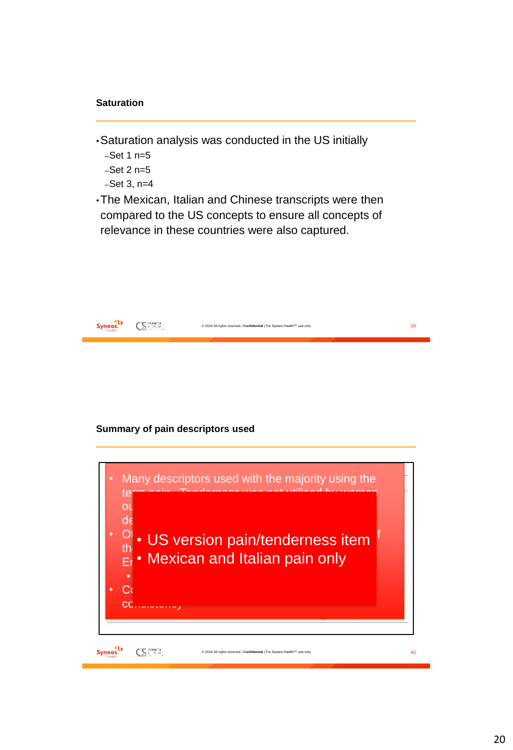## Saturation

- Saturation analysis was conducted in the US initially
  - Set 1 n=5
  - Set 2 n=5
  - Set 3, n=4
- The Mexican, Italian and Chinese transcripts were then compared to the US concepts to ensure all concepts of relevance in these countries were also captured.

## Summary of pain descriptors used

- Many descriptors used with the majority using the te... ou... de...
- O... th... E...
- C... co...

- US version pain/tenderness item
- Mexican and Italian pain only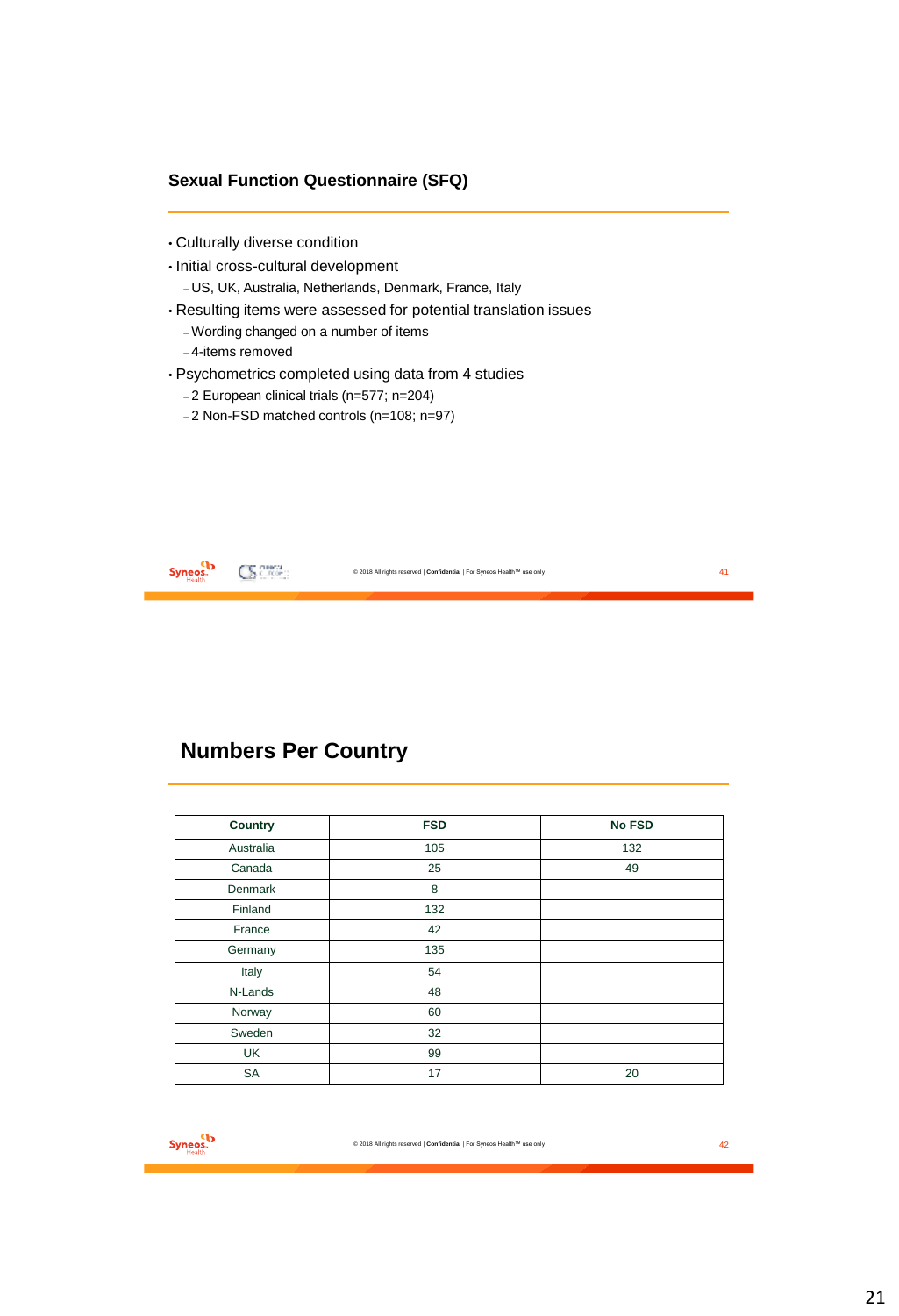## Sexual Function Questionnaire (SFQ)

- Culturally diverse condition
- Initial cross-cultural development
  - US, UK, Australia, Netherlands, Denmark, France, Italy
- Resulting items were assessed for potential translation issues
  - Wording changed on a number of items
  - 4-items removed
- Psychometrics completed using data from 4 studies
  - 2 European clinical trials (n=577; n=204)
  - 2 Non-FSD matched controls (n=108; n=97)

## Numbers Per Country

| Country | FSD | No FSD |
| --- | --- | --- |
| Australia | 105 | 132 |
| Canada | 25 | 49 |
| Denmark | 8 | |
| Finland | 132 | |
| France | 42 | |
| Germany | 135 | |
| Italy | 54 | |
| N-Lands | 48 | |
| Norway | 60 | |
| Sweden | 32 | |
| UK | 99 | |
| SA | 17 | 20 |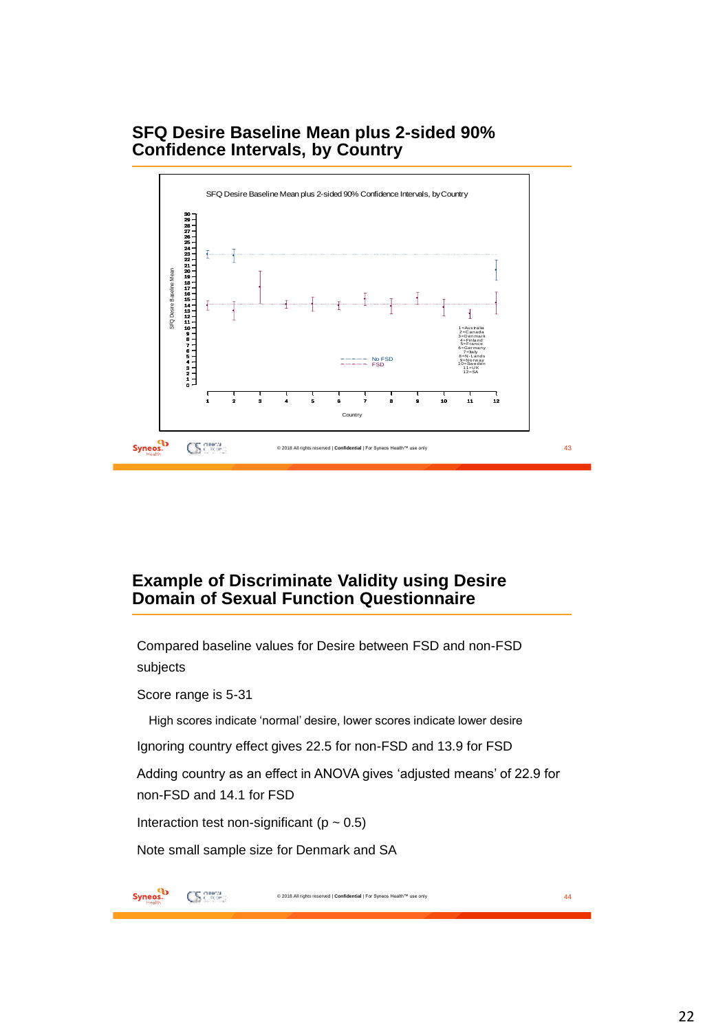## SFQ Desire Baseline Mean plus 2-sided 90% Confidence Intervals, by Country

SFQ Desire Baseline Mean plus 2-sided 90% Confidence Intervals, by Country

1=Australia
2=Canada
3=Denmark
4=Finland
5=France
6=Germany
7=Italy
8=N-Lands
9=Norway
10=Sweden
11=UK
12=SA

No FSD
FSD

Country

SFQ Desire Baseline Mean

## Example of Discriminate Validity using Desire Domain of Sexual Function Questionnaire

Compared baseline values for Desire between FSD and non-FSD subjects

Score range is 5-31

High scores indicate 'normal' desire, lower scores indicate lower desire

Ignoring country effect gives 22.5 for non-FSD and 13.9 for FSD

Adding country as an effect in ANOVA gives 'adjusted means' of 22.9 for non-FSD and 14.1 for FSD

Interaction test non-significant (p ~ 0.5)

Note small sample size for Denmark and SA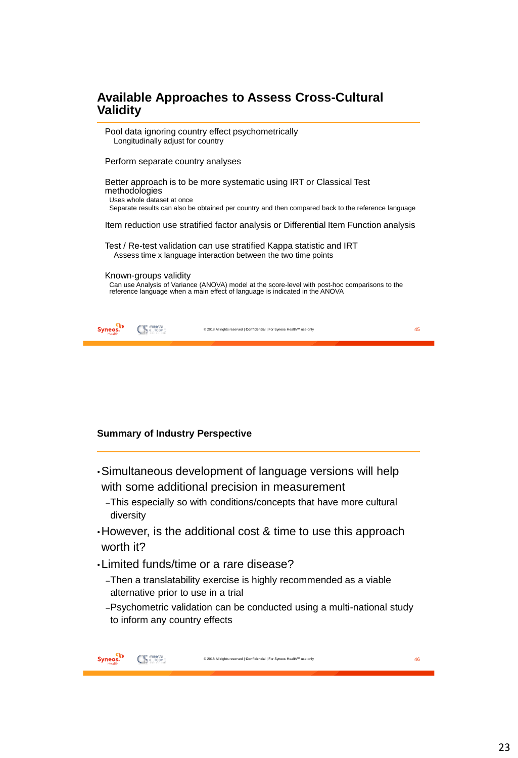## Available Approaches to Assess Cross-Cultural Validity

Pool data ignoring country effect psychometrically
- Longitudinally adjust for country

Perform separate country analyses

Better approach is to be more systematic using IRT or Classical Test methodologies
- Uses whole dataset at once
- Separate results can also be obtained per country and then compared back to the reference language

Item reduction use stratified factor analysis or Differential Item Function analysis

Test / Re-test validation can use stratified Kappa statistic and IRT
- Assess time x language interaction between the two time points

Known-groups validity
- Can use Analysis of Variance (ANOVA) model at the score-level with post-hoc comparisons to the reference language when a main effect of language is indicated in the ANOVA

## Summary of Industry Perspective

- Simultaneous development of language versions will help with some additional precision in measurement
  - This especially so with conditions/concepts that have more cultural diversity
- However, is the additional cost & time to use this approach worth it?
- Limited funds/time or a rare disease?
  - Then a translatability exercise is highly recommended as a viable alternative prior to use in a trial
  - Psychometric can be conducted using a multi-national study to inform any country effects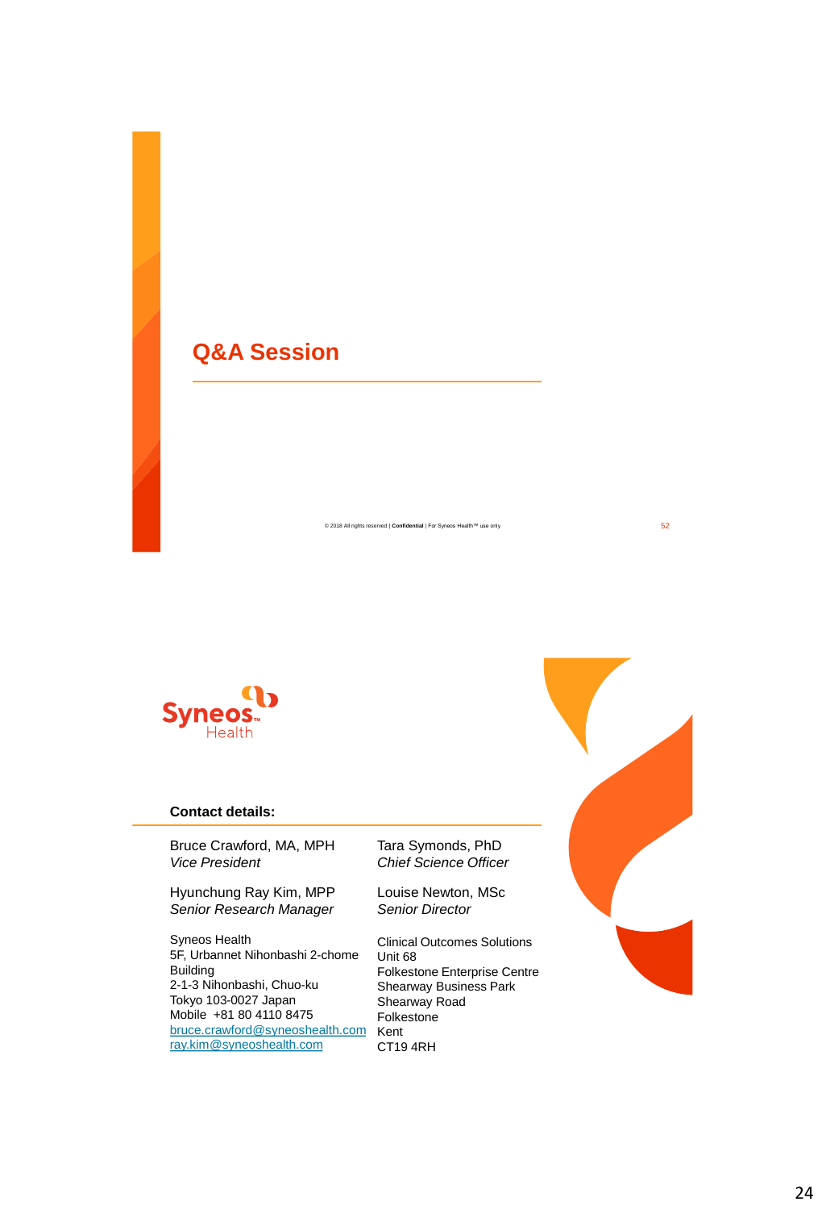## Q&A Session

© 2018 All rights reserved | **Confidential** | For Syneos Health™ use only

Syneos Health

**Contact details:**

Bruce Crawford, MA, MPH
*Vice President*

Hyunchung Ray Kim, MPP
*Senior Research Manager*

Syneos Health
5F, Urbannet Nihonbashi 2-chome Building
2-1-3 Nihonbashi, Chuo-ku
Tokyo 103-0027 Japan
Mobile +81 80 4110 8475
bruce.crawford@syneoshealth.com
ray.kim@syneoshealth.com

Tara Symonds, PhD
*Chief Science Officer*

Louise Newton, MSc
*Senior Director*

Clinical Outcomes Solutions
Unit 68
Folkestone Enterprise Centre
Shearway Business Park
Shearway Road
Folkestone
Kent
CT19 4RH